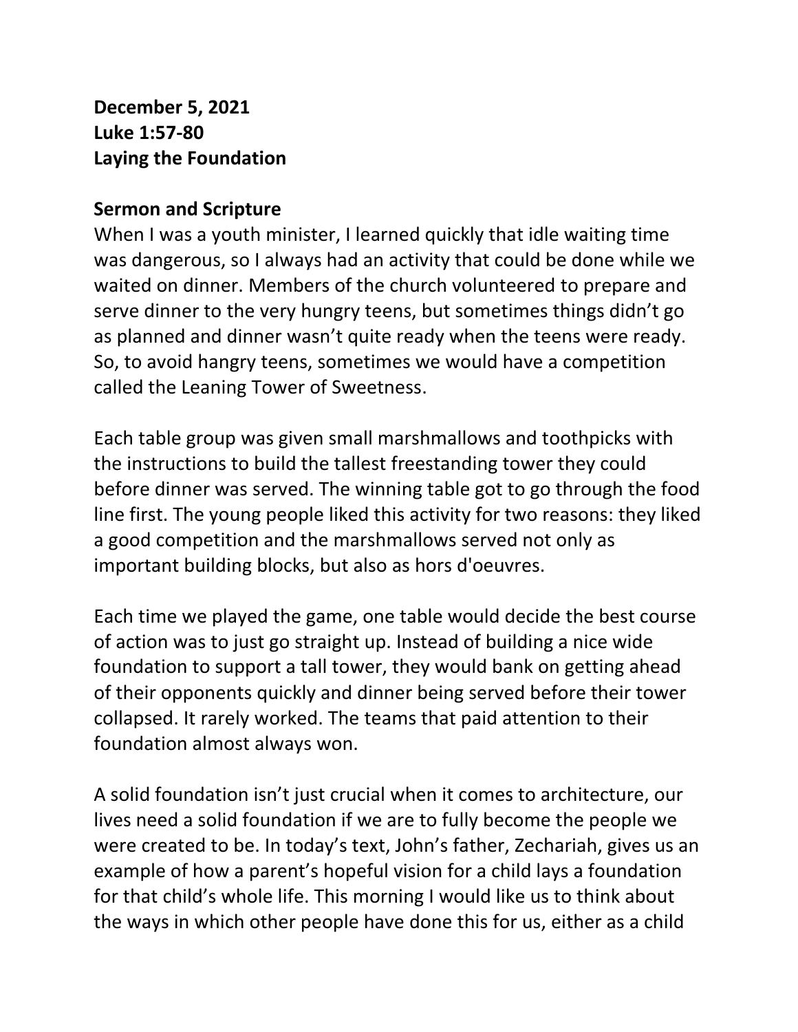**December 5, 2021**
**Luke 1:57-80**
**Laying the Foundation**

**Sermon and Scripture**

When I was a youth minister, I learned quickly that idle waiting time was dangerous, so I always had an activity that could be done while we waited on dinner. Members of the church volunteered to prepare and serve dinner to the very hungry teens, but sometimes things didn't go as planned and dinner wasn't quite ready when the teens were ready. So, to avoid hangry teens, sometimes we would have a competition called the Leaning Tower of Sweetness.

Each table group was given small marshmallows and toothpicks with the instructions to build the tallest freestanding tower they could before dinner was served. The winning table got to go through the food line first. The young people liked this activity for two reasons: they liked a good competition and the marshmallows served not only as important building blocks, but also as hors d'oeuvres.

Each time we played the game, one table would decide the best course of action was to just go straight up. Instead of building a nice wide foundation to support a tall tower, they would bank on getting ahead of their opponents quickly and dinner being served before their tower collapsed. It rarely worked. The teams that paid attention to their foundation almost always won.

A solid foundation isn't just crucial when it comes to architecture, our lives need a solid foundation if we are to fully become the people we were created to be. In today's text, John's father, Zechariah, gives us an example of how a parent's hopeful vision for a child lays a foundation for that child's whole life. This morning I would like us to think about the ways in which other people have done this for us, either as a child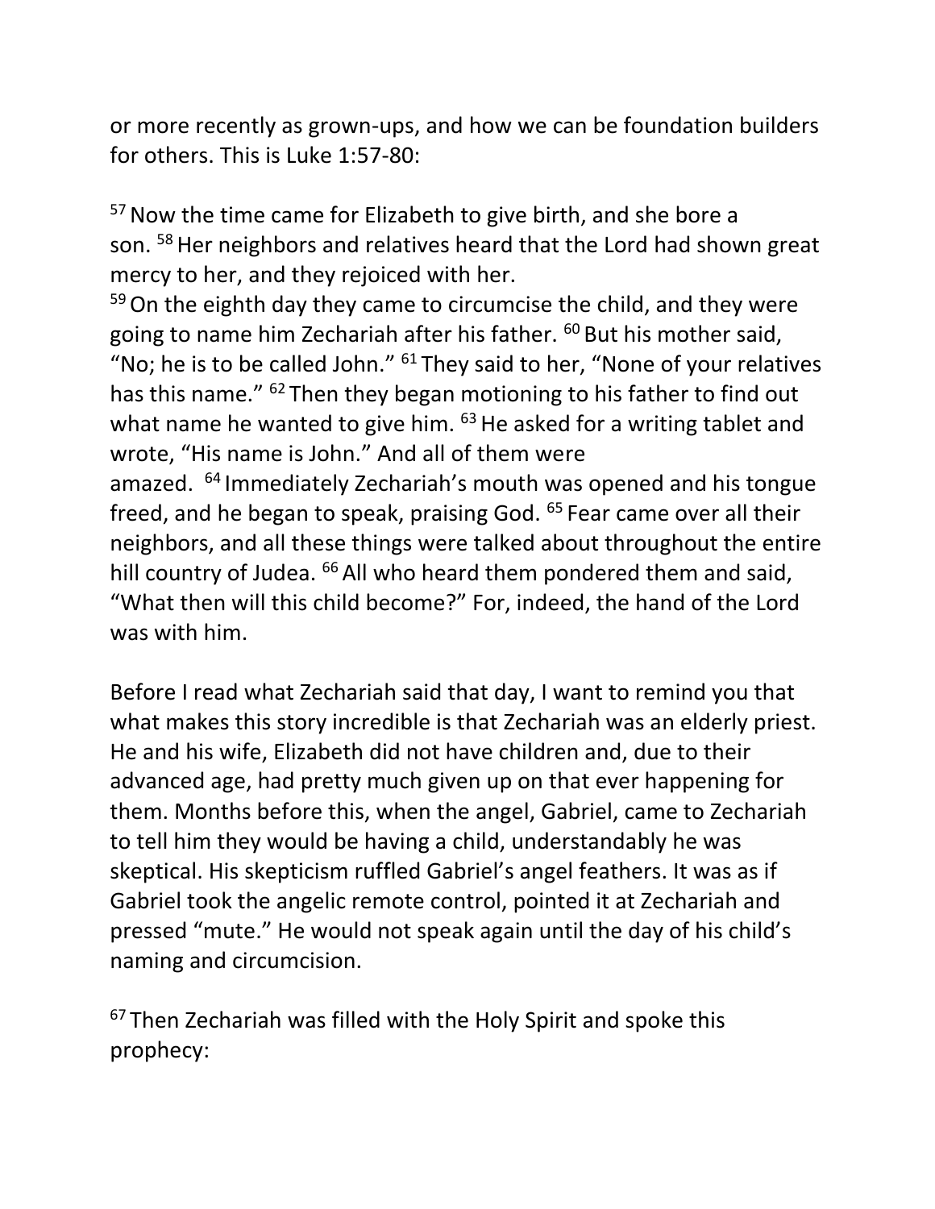or more recently as grown-ups, and how we can be foundation builders for others. This is Luke 1:57-80:

[57] Now the time came for Elizabeth to give birth, and she bore a son. [58] Her neighbors and relatives heard that the Lord had shown great mercy to her, and they rejoiced with her.
[59] On the eighth day they came to circumcise the child, and they were going to name him Zechariah after his father. [60] But his mother said, "No; he is to be called John." [61] They said to her, "None of your relatives has this name." [62] Then they began motioning to his father to find out what name he wanted to give him. [63] He asked for a writing tablet and wrote, "His name is John." And all of them were amazed. [64] Immediately Zechariah's mouth was opened and his tongue freed, and he began to speak, praising God. [65] Fear came over all their neighbors, and all these things were talked about throughout the entire hill country of Judea. [66] All who heard them pondered them and said, "What then will this child become?" For, indeed, the hand of the Lord was with him.

Before I read what Zechariah said that day, I want to remind you that what makes this story incredible is that Zechariah was an elderly priest. He and his wife, Elizabeth did not have children and, due to their advanced age, had pretty much given up on that ever happening for them. Months before this, when the angel, Gabriel, came to Zechariah to tell him they would be having a child, understandably he was skeptical. His skepticism ruffled Gabriel's angel feathers. It was as if Gabriel took the angelic remote control, pointed it at Zechariah and pressed "mute." He would not speak again until the day of his child's naming and circumcision.

[67] Then Zechariah was filled with the Holy Spirit and spoke this prophecy: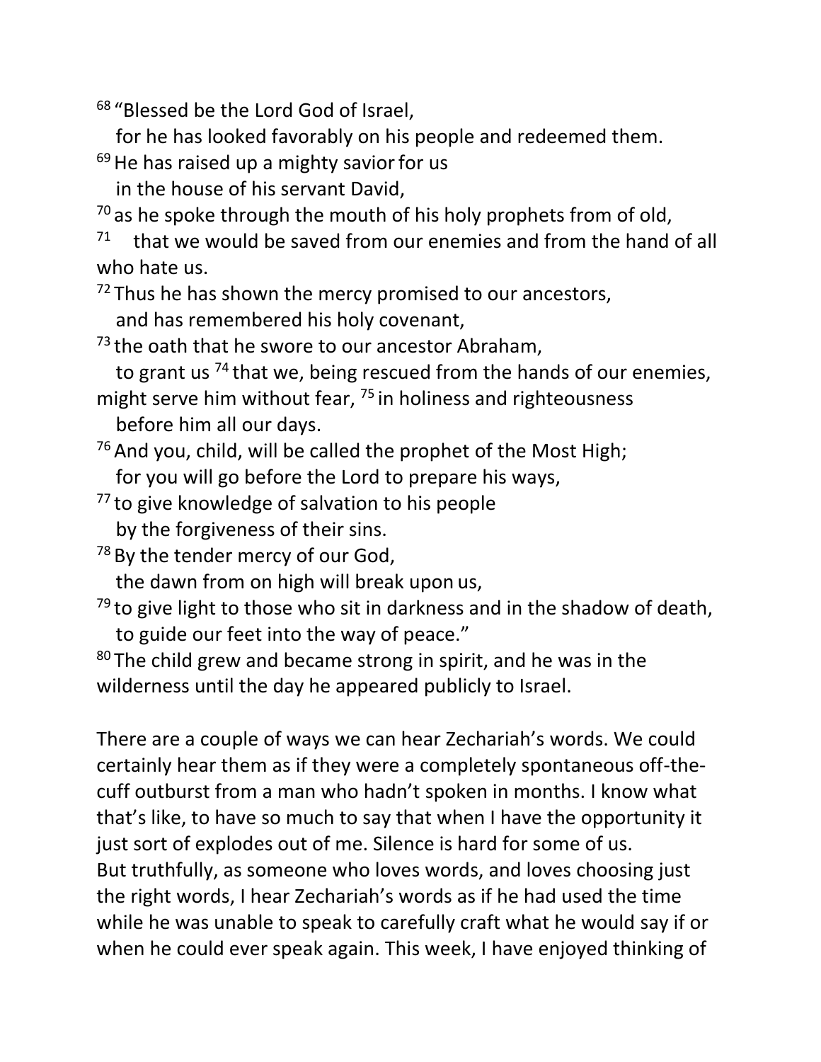[68] "Blessed be the Lord God of Israel,
for he has looked favorably on his people and redeemed them.
[69] He has raised up a mighty savior for us
in the house of his servant David,
[70] as he spoke through the mouth of his holy prophets from of old,
[71] that we would be saved from our enemies and from the hand of all who hate us.
[72] Thus he has shown the mercy promised to our ancestors,
and has remembered his holy covenant,
[73] the oath that he swore to our ancestor Abraham,
to grant us [74] that we, being rescued from the hands of our enemies, might serve him without fear, [75] in holiness and righteousness
before him all our days.
[76] And you, child, will be called the prophet of the Most High;
for you will go before the Lord to prepare his ways,
[77] to give knowledge of salvation to his people
by the forgiveness of their sins.
[78] By the tender mercy of our God,
the dawn from on high will break upon us,
[79] to give light to those who sit in darkness and in the shadow of death,
to guide our feet into the way of peace."
[80] The child grew and became strong in spirit, and he was in the wilderness until the day he appeared publicly to Israel.

There are a couple of ways we can hear Zechariah's words. We could certainly hear them as if they were a completely spontaneous off-the-cuff outburst from a man who hadn't spoken in months. I know what that's like, to have so much to say that when I have the opportunity it just sort of explodes out of me. Silence is hard for some of us.
But truthfully, as someone who loves words, and loves choosing just the right words, I hear Zechariah's words as if he had used the time while he was unable to speak to carefully craft what he would say if or when he could ever speak again. This week, I have enjoyed thinking of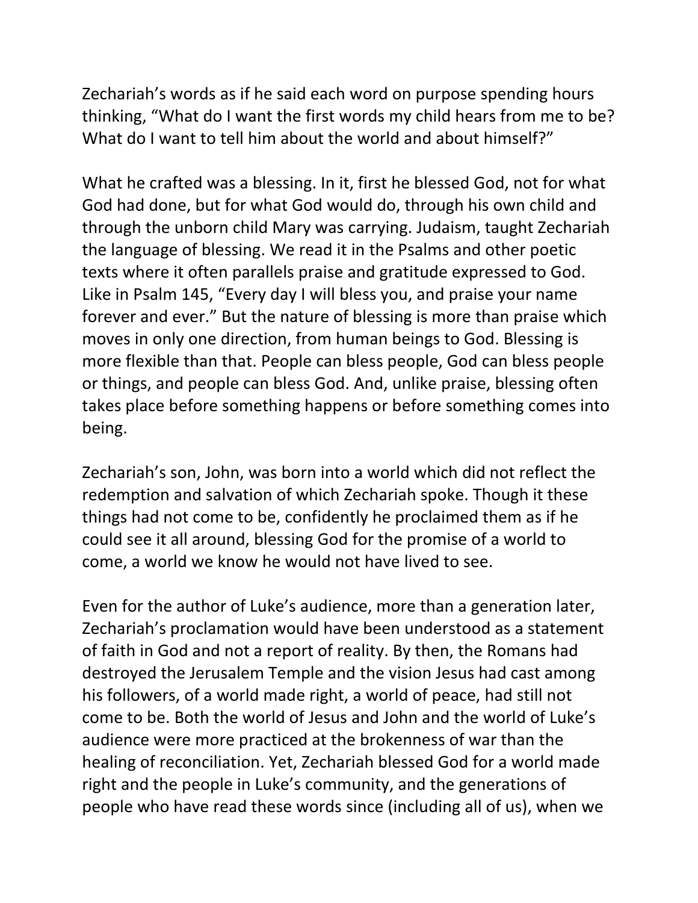Zechariah's words as if he said each word on purpose spending hours thinking, "What do I want the first words my child hears from me to be? What do I want to tell him about the world and about himself?"

What he crafted was a blessing. In it, first he blessed God, not for what God had done, but for what God would do, through his own child and through the unborn child Mary was carrying. Judaism, taught Zechariah the language of blessing. We read it in the Psalms and other poetic texts where it often parallels praise and gratitude expressed to God. Like in Psalm 145, "Every day I will bless you, and praise your name forever and ever." But the nature of blessing is more than praise which moves in only one direction, from human beings to God. Blessing is more flexible than that. People can bless people, God can bless people or things, and people can bless God. And, unlike praise, blessing often takes place before something happens or before something comes into being.

Zechariah's son, John, was born into a world which did not reflect the redemption and salvation of which Zechariah spoke. Though it these things had not come to be, confidently he proclaimed them as if he could see it all around, blessing God for the promise of a world to come, a world we know he would not have lived to see.

Even for the author of Luke's audience, more than a generation later, Zechariah's proclamation would have been understood as a statement of faith in God and not a report of reality. By then, the Romans had destroyed the Jerusalem Temple and the vision Jesus had cast among his followers, of a world made right, a world of peace, had still not come to be. Both the world of Jesus and John and the world of Luke's audience were more practiced at the brokenness of war than the healing of reconciliation. Yet, Zechariah blessed God for a world made right and the people in Luke's community, and the generations of people who have read these words since (including all of us), when we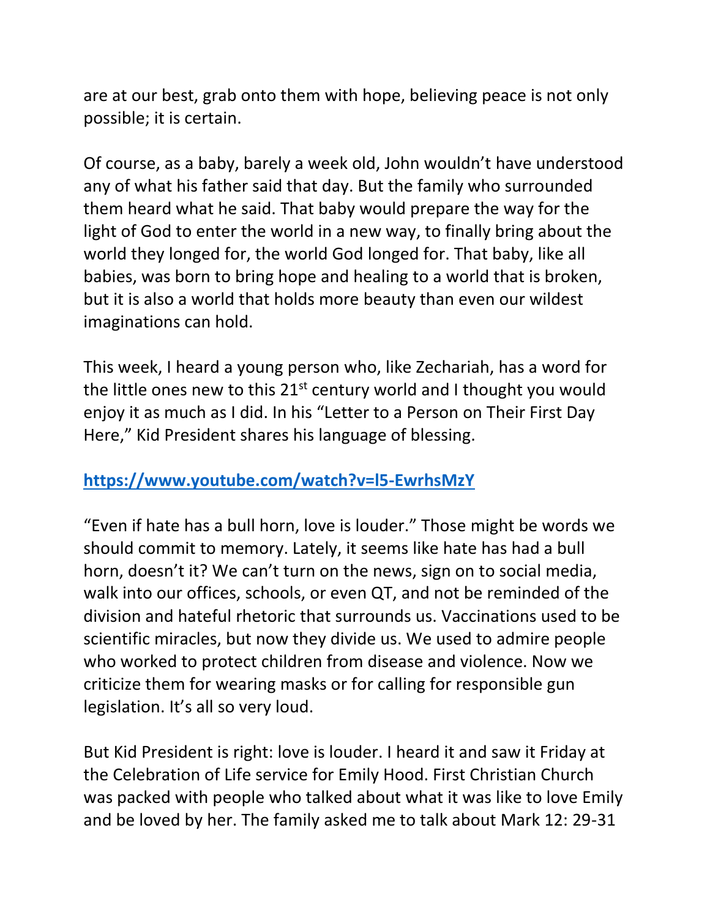are at our best, grab onto them with hope, believing peace is not only possible; it is certain.

Of course, as a baby, barely a week old, John wouldn't have understood any of what his father said that day. But the family who surrounded them heard what he said. That baby would prepare the way for the light of God to enter the world in a new way, to finally bring about the world they longed for, the world God longed for. That baby, like all babies, was born to bring hope and healing to a world that is broken, but it is also a world that holds more beauty than even our wildest imaginations can hold.

This week, I heard a young person who, like Zechariah, has a word for the little ones new to this 21st century world and I thought you would enjoy it as much as I did. In his "Letter to a Person on Their First Day Here," Kid President shares his language of blessing.

**https://www.youtube.com/watch?v=l5-EwrhsMzY**

"Even if hate has a bull horn, love is louder." Those might be words we should commit to memory. Lately, it seems like hate has had a bull horn, doesn't it? We can't turn on the news, sign on to social media, walk into our offices, schools, or even QT, and not be reminded of the division and hateful rhetoric that surrounds us. Vaccinations used to be scientific miracles, but now they divide us. We used to admire people who worked to protect children from disease and violence. Now we criticize them for wearing masks or for calling for responsible gun legislation. It's all so very loud.

But Kid President is right: love is louder. I heard it and saw it Friday at the Celebration of Life service for Emily Hood. First Christian Church was packed with people who talked about what it was like to love Emily and be loved by her. The family asked me to talk about Mark 12: 29-31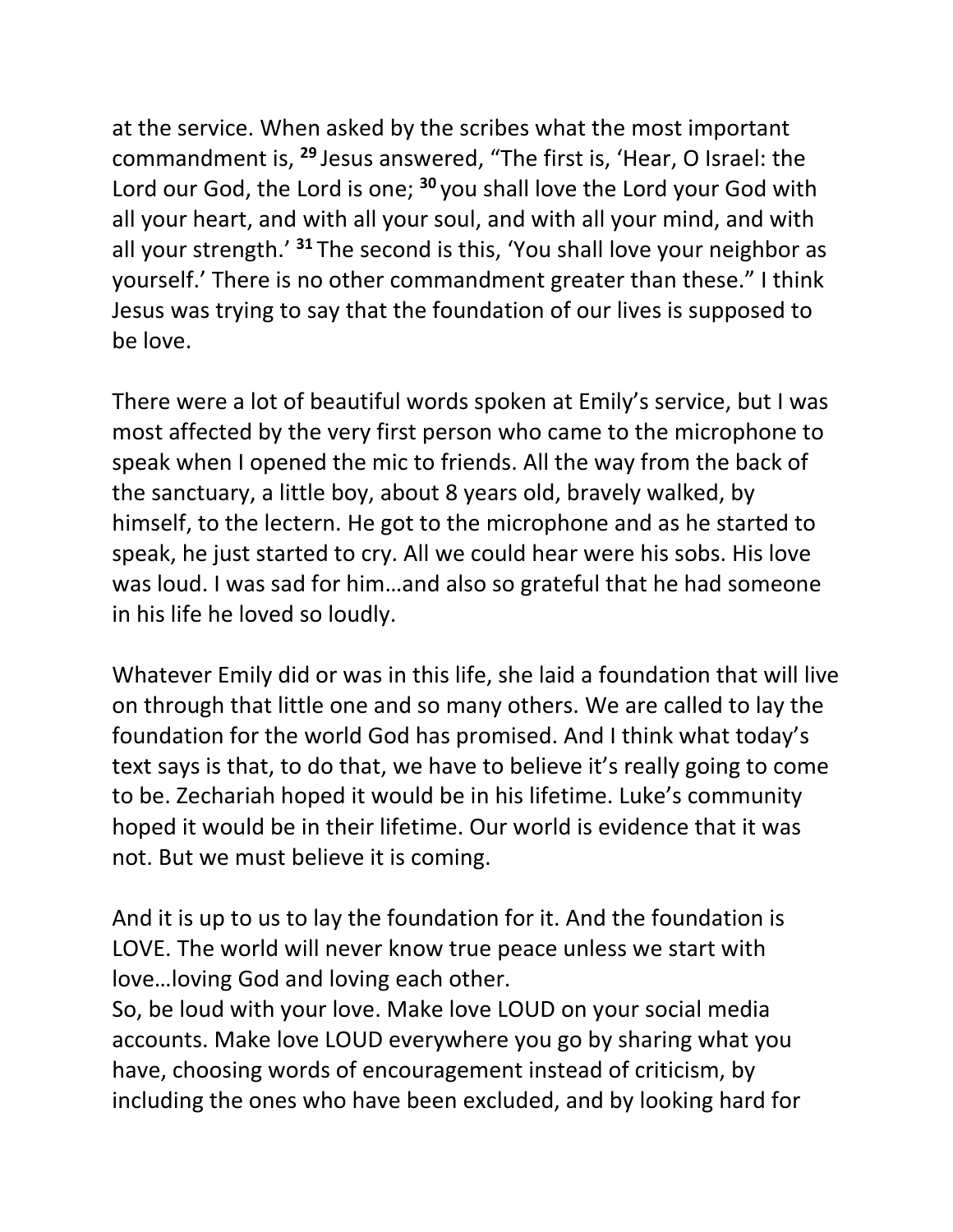at the service. When asked by the scribes what the most important commandment is, [29] Jesus answered, "The first is, 'Hear, O Israel: the Lord our God, the Lord is one; [30] you shall love the Lord your God with all your heart, and with all your soul, and with all your mind, and with all your strength.' [31] The second is this, 'You shall love your neighbor as yourself.' There is no other commandment greater than these." I think Jesus was trying to say that the foundation of our lives is supposed to be love.

There were a lot of beautiful words spoken at Emily's service, but I was most affected by the very first person who came to the microphone to speak when I opened the mic to friends. All the way from the back of the sanctuary, a little boy, about 8 years old, bravely walked, by himself, to the lectern. He got to the microphone and as he started to speak, he just started to cry. All we could hear were his sobs. His love was loud. I was sad for him…and also so grateful that he had someone in his life he loved so loudly.

Whatever Emily did or was in this life, she laid a foundation that will live on through that little one and so many others. We are called to lay the foundation for the world God has promised. And I think what today's text says is that, to do that, we have to believe it's really going to come to be. Zechariah hoped it would be in his lifetime. Luke's community hoped it would be in their lifetime. Our world is evidence that it was not. But we must believe it is coming.

And it is up to us to lay the foundation for it. And the foundation is LOVE. The world will never know true peace unless we start with love…loving God and loving each other.
So, be loud with your love. Make love LOUD on your social media accounts. Make love LOUD everywhere you go by sharing what you have, choosing words of encouragement instead of criticism, by including the ones who have been excluded, and by looking hard for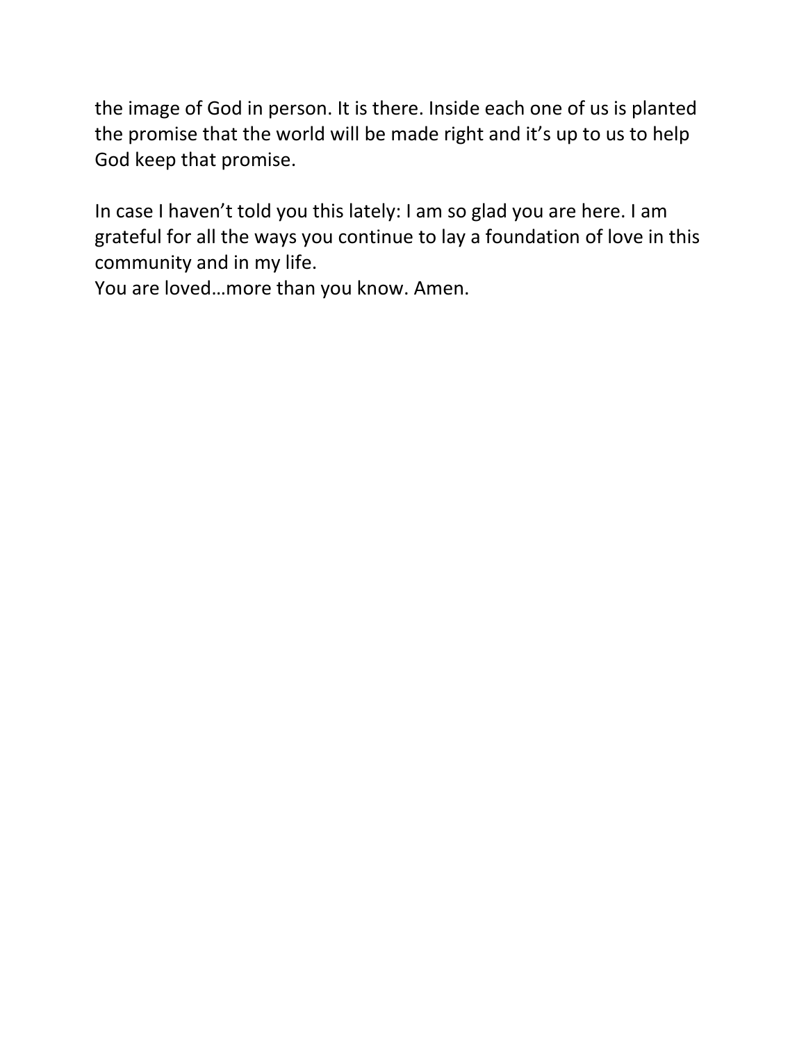the image of God in person. It is there. Inside each one of us is planted the promise that the world will be made right and it's up to us to help God keep that promise.

In case I haven't told you this lately: I am so glad you are here. I am grateful for all the ways you continue to lay a foundation of love in this community and in my life.
You are loved…more than you know. Amen.